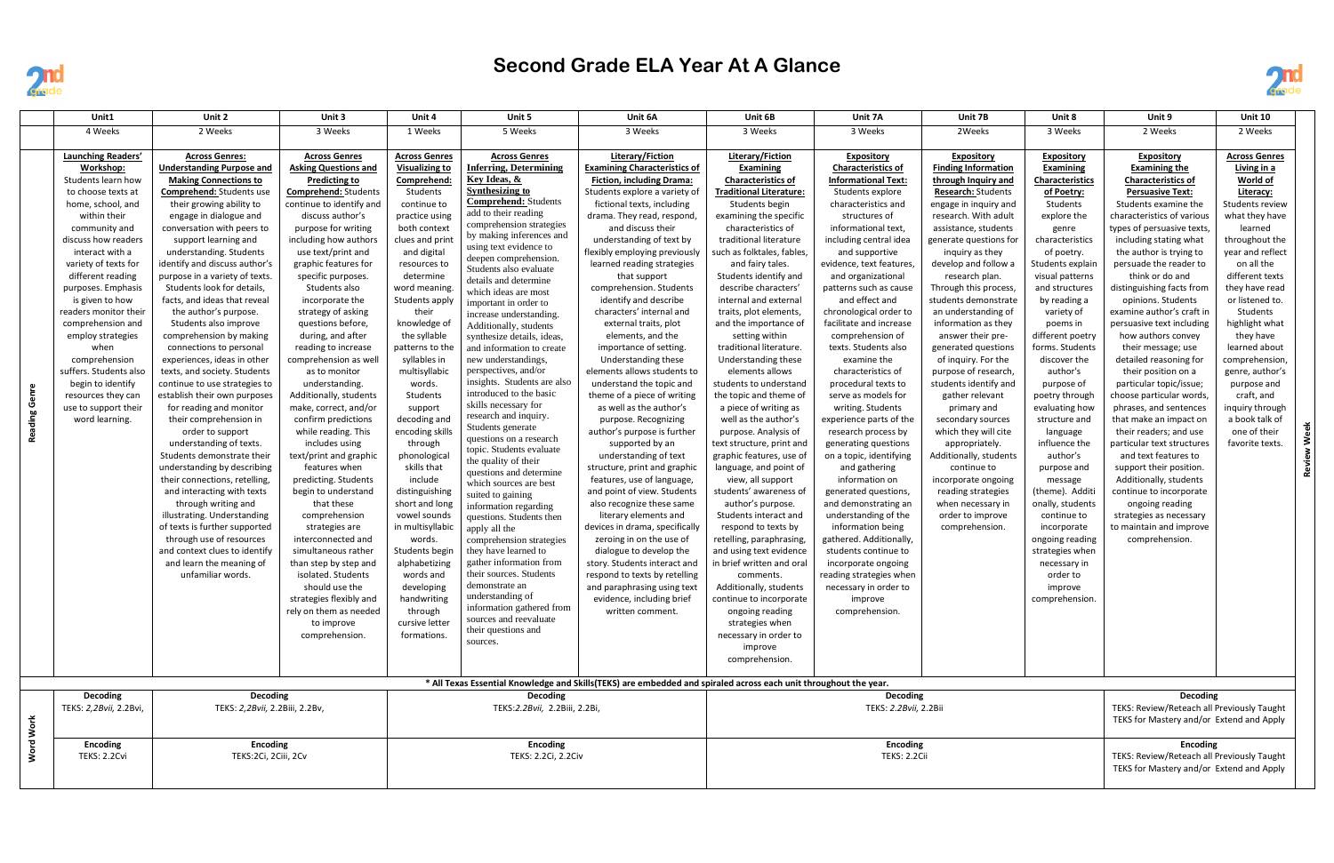# Second Grade ELA Year At A Glance

| | Unit1 | Unit 2 | Unit 3 | Unit 4 | Unit 5 | Unit 6A | Unit 6B | Unit 7A | Unit 7B | Unit 8 | Unit 9 | Unit 10 | |
|---|---|---|---|---|---|---|---|---|---|---|---|---|---|
| | 4 Weeks | 2 Weeks | 3 Weeks | 1 Weeks | 5 Weeks | 3 Weeks | 3 Weeks | 3 Weeks | 2Weeks | 3 Weeks | 2 Weeks | 2 Weeks | |
| Reading Genre | **Launching Readers' Workshop:** Students learn how to choose texts at home, school, and within their community and discuss how readers interact with a variety of texts for different reading purposes. Emphasis is given to how readers monitor their comprehension and employ strategies when comprehension suffers. Students also begin to identify resources they can use to support their word learning. | **Across Genres: Understanding Purpose and Making Connections to Comprehend:** Students use their growing ability to engage in dialogue and conversation with peers to support learning and understanding. Students identify and discuss author's purpose in a variety of texts. Students look for details, facts, and ideas that reveal the author's purpose. Students also improve comprehension by making connections to personal experiences, ideas in other texts, and society. Students establish their own purposes for reading and monitor their comprehension in order to support understanding of texts. Students demonstrate their understanding by describing their connections, retelling, and interacting with texts through writing and illustrating. Understanding of texts is further supported through use of resources and context clues to identify and learn the meaning of unfamiliar words. | **Across Genres Asking Questions and Predicting to Comprehend:** Students continue to identify and discuss author's purpose for writing including how authors use text/print and graphic features for specific purposes. Students also incorporate the strategy of asking questions before, during, and after reading to increase comprehension as well as to monitor understanding. Additionally, students make, correct, and/or confirm predictions while reading. This includes using text/print and graphic features when predicting. Students begin to understand that these comprehension strategies are interconnected and simultaneous rather than step by step and isolated. Students should use the strategies flexibly and rely on them as needed to improve comprehension. | **Across Genres Visualizing to Comprehend:** Students continue to practice using both context clues and print and digital resources to determine word meaning. Students apply their knowledge of the syllable patterns to the syllables in multisyllabic words. Students support decoding and encoding skills through phonological skills that include distinguishing short and long vowel sounds in multisyllabic words. Students begin alphabetizing words and developing handwriting through cursive letter formations. | **Across Genres Inferring, Determining Key Ideas, & Synthesizing to Comprehend:** Students add to their reading comprehension strategies by making inferences and using text evidence to deepen comprehension. Students also evaluate details and determine which ideas are most important in order to increase understanding. Additionally, students synthesize details, ideas, and information to create new understandings, perspectives, and/or insights. Students are also introduced to the basic skills necessary for research and inquiry. Students generate questions on a research topic. Students evaluate the quality of their questions and determine which sources are best suited to gaining information regarding questions. Students then apply all the comprehension strategies they have learned to gather information from their sources. Students demonstrate an understanding of information gathered from sources and reevaluate their questions and sources. | **Literary/Fiction Examining Characteristics of Fiction, including Drama:** Students explore a variety of fictional texts, including drama. They read, respond, and discuss their understanding of text by flexibly employing previously learned reading strategies that support comprehension. Students identify and describe characters' internal and external traits, plot elements, and the importance of setting. Understanding these elements allows students to understand the topic and theme of a piece of writing as well as the author's purpose. Recognizing author's purpose is further supported by an understanding of text structure, print and graphic features, use of language, and point of view. Students also recognize these same literary elements and devices in drama, specifically zeroing in on the use of dialogue to develop the story. Students interact and respond to texts by retelling and paraphrasing using text evidence, including brief written comment. | **Literary/Fiction Examining Characteristics of Traditional Literature:** Students begin examining the specific characteristics of traditional literature such as folktales, fables, and fairy tales. Students identify and describe characters' internal and external traits, plot elements, and the importance of setting within traditional literature. Understanding these elements allows students to understand the topic and theme of a piece of writing as well as the author's purpose. Analysis of text structure, print and graphic features, use of language, and point of view, all support students' awareness of author's purpose. Students interact and respond to texts by retelling, paraphrasing, and using text evidence in brief written and oral comments. Additionally, students continue to incorporate ongoing reading strategies when necessary in order to improve comprehension. | **Expository Characteristics of Informational Text:** Students explore characteristics and structures of informational text, including central idea and supportive evidence, text features, and organizational patterns such as cause and effect and chronological order to facilitate and increase comprehension of texts. Students also examine the characteristics of procedural texts to serve as models for writing. Students experience parts of the research process by generating questions on a topic, identifying and gathering information on generated questions, and demonstrating an understanding of the information being gathered. Additionally, students continue to incorporate ongoing reading strategies when necessary in order to improve comprehension. | **Expository Finding Information through Inquiry and Research:** Students engage in inquiry and research. With adult assistance, students generate questions for inquiry as they develop and follow a research plan. Through this process, students demonstrate an understanding of information as they answer their pre-generated questions of inquiry. For the purpose of research, students identify and gather relevant primary and secondary sources which they will cite appropriately. Additionally, students continue to incorporate ongoing reading strategies when necessary in order to improve comprehension. | **Expository Examining Characteristics of Poetry:** Students explore the genre characteristics of poetry. Students explain visual patterns and structures by reading a variety of poems in different poetry forms. Students discover the author's purpose of poetry through evaluating how structure and language influence the author's purpose and message (theme). Additionally, students continue to incorporate ongoing reading strategies when necessary in order to improve comprehension. | **Expository Examining the Characteristics of Persuasive Text:** Students examine the characteristics of various types of persuasive texts, including stating what the author is trying to persuade the reader to think or do and distinguishing facts from opinions. Students examine author's craft in persuasive text including how authors convey their message; use detailed reasoning for their position on a particular topic/issue; choose particular words, phrases, and sentences that make an impact on their readers; and use particular text structures and text features to support their position. Additionally, students continue to incorporate ongoing reading strategies as necessary to maintain and improve comprehension. | **Across Genres Living in a World of Literacy:** Students review what they have learned throughout the year and reflect on all the different texts they have read or listened to. Students highlight what they have learned about comprehension, genre, author's purpose and craft, and inquiry through a book talk of one of their favorite texts. | Review Week |

\* All Texas Essential Knowledge and Skills(TEKS) are embedded and spiraled across each unit throughout the year.

| Word Work | Unit 1 | Units 2–3 | Units 4–6A | Units 6B–8 | Units 9–10 |
|---|---|---|---|---|---|
| Decoding | TEKS: *2,2Bvii,* 2.2Bvi, | TEKS: *2,2Bvii,* 2.2Biii, 2.2Bv, | TEKS:*2.2Bvii,* 2.2Biii, 2.2Bi, | TEKS: *2.2Bvii,* 2.2Bii | TEKS: Review/Reteach all Previously Taught TEKS for Mastery and/or Extend and Apply |
| Encoding | TEKS: 2.2Cvi | TEKS:2Ci, 2Ciii, 2Cv | TEKS: 2.2Ci, 2.2Civ | TEKS: 2.2Cii | TEKS: Review/Reteach all Previously Taught TEKS for Mastery and/or Extend and Apply |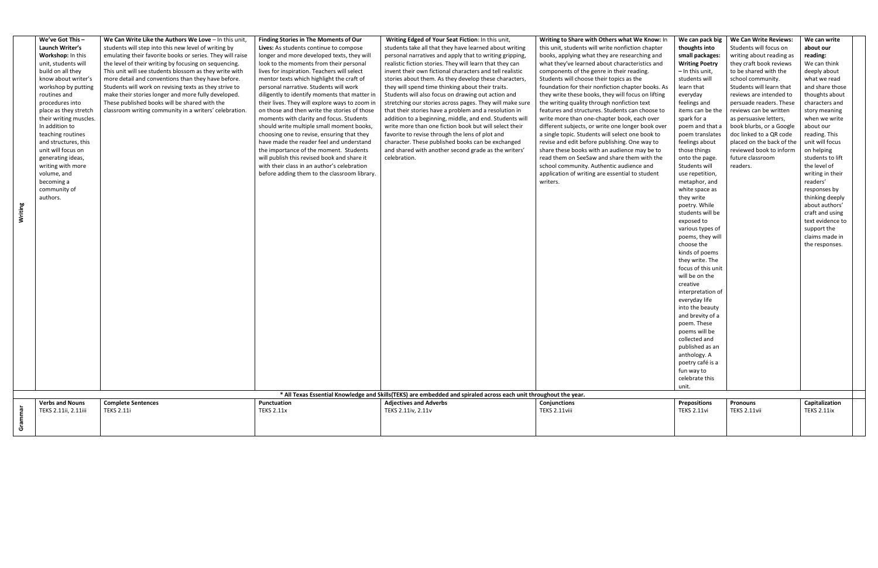| | | | | | | | | |
|---|---|---|---|---|---|---|---|---|
| Writing | **We've Got This – Launch Writer's Workshop:** In this unit, students will build on all they know about writer's workshop by putting routines and procedures into place as they stretch their writing muscles. In addition to teaching routines and structures, this unit will focus on generating ideas, writing with more volume, and becoming a community of authors. | **We Can Write Like the Authors We Love** – In this unit, students will step into this new level of writing by emulating their favorite books or series. They will raise the level of their writing by focusing on sequencing. This unit will see students blossom as they write with more detail and conventions than they have before. Students will work on revising texts as they strive to make their stories longer and more fully developed. These published books will be shared with the classroom writing community in a writers' celebration. | **Finding Stories in The Moments of Our Lives:** As students continue to compose longer and more developed texts, they will look to the moments from their personal lives for inspiration. Teachers will select personal narrative mentor texts which highlight the craft of personal narrative. Students will work diligently to identify moments that matter in their lives. They will explore ways to zoom in on those and then write the stories of those moments with clarity and focus. Students should write multiple small moment books, choosing one to revise, ensuring that they have made the reader feel and understand the importance of the moment. Students will publish this revised book and share it with their class in an author's celebration before adding them to the classroom library. | **Writing Edged of Your Seat Fiction**: In this unit, students take all that they have learned about writing personal narratives and apply that to writing gripping, realistic fiction stories. They will learn that they can invent their own fictional characters and tell realistic stories about them. As they develop these characters, they will spend time thinking about their traits. Students will also focus on drawing out action and stretching our stories across pages. They will make sure that their stories have a problem and a resolution in addition to a beginning, middle, and end. Students will write more than one fiction book but will select their favorite to revise through the lens of plot and character. These published books can be exchanged and shared with another second grade as the writers' celebration. | **Writing to Share with Others what We Know:** In this unit, students will write nonfiction chapter books, applying what they are researching and what they've learned about characteristics and components of the genre in their reading. Students will choose their topics as the foundation for their nonfiction chapter books. As they write these books, they will focus on lifting the writing quality through nonfiction text features and structures. Students can choose to write more than one-chapter book, each over different subjects, or write one longer book over a single topic. Students will select one book to revise and edit before publishing. One way to share these books with an audience may be to read them on SeeSaw and share them with the school community. Authentic audience and application of writing are essential to student writers. | **We can pack big thoughts into small packages: Writing Poetry** – In this unit, students will learn that everyday feelings and items can be the spark for a poem and that a poem translates feelings about those things onto the page. Students will use repetition, metaphor, and white space as they write poetry. While students will be exposed to various types of poems, they will choose the kinds of poems they write. The focus of this unit will be on the creative interpretation of everyday life into the beauty and brevity of a poem. These poems will be collected and published as an anthology. A poetry café is a fun way to celebrate this unit. | **We Can Write Reviews:** Students will focus on writing about reading as they craft book reviews to be shared with the school community. Students will learn that reviews are intended to persuade readers. These reviews can be written as persuasive letters, book blurbs, or a Google doc linked to a QR code placed on the back of the reviewed book to inform future classroom readers. | **We can write about our reading:** We can think deeply about what we read and share those thoughts about characters and story meaning about our reading. This unit will focus on helping students to lift the level of writing in their readers' responses by thinking deeply about authors' craft and using text evidence to support the claims made in the responses. |
| | * All Texas Essential Knowledge and Skills(TEKS) are embedded and spiraled across each unit throughout the year. | | | | | | | |
| Grammar | **Verbs and Nouns** TEKS 2.11ii, 2.11iii | **Complete Sentences** TEKS 2.11i | **Punctuation** TEKS 2.11x | **Adjectives and Adverbs** TEKS 2.11iv, 2.11v | **Conjunctions** TEKS 2.11viii | **Prepositions** TEKS 2.11vi | **Pronouns** TEKS 2.11vii | **Capitalization** TEKS 2.11ix |